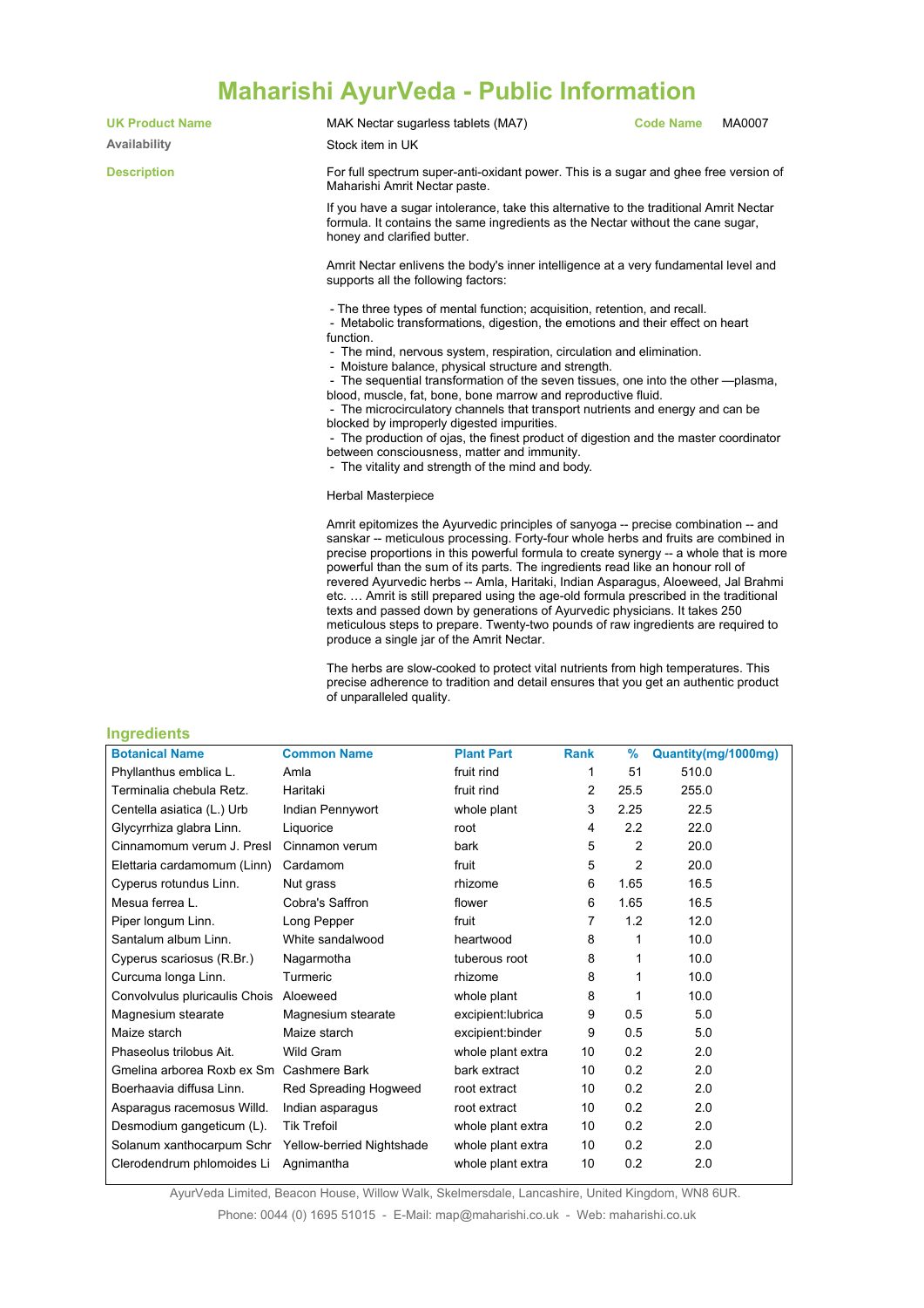# Maharishi AyurVeda - Public Information

| | |
|---|---|
| **UK Product Name** | MAK Nectar sugarless tablets (MA7) |
| **Code Name** | MA0007 |
| **Availability** | Stock item in UK |

**Description**

For full spectrum super-anti-oxidant power. This is a sugar and ghee free version of Maharishi Amrit Nectar paste.

If you have a sugar intolerance, take this alternative to the traditional Amrit Nectar formula. It contains the same ingredients as the Nectar without the cane sugar, honey and clarified butter.

Amrit Nectar enlivens the body's inner intelligence at a very fundamental level and supports all the following factors:

- The three types of mental function; acquisition, retention, and recall.
- Metabolic transformations, digestion, the emotions and their effect on heart function.
- The mind, nervous system, respiration, circulation and elimination.
- Moisture balance, physical structure and strength.
- The sequential transformation of the seven tissues, one into the other —plasma, blood, muscle, fat, bone, bone marrow and reproductive fluid.
- The microcirculatory channels that transport nutrients and energy and can be blocked by improperly digested impurities.
- The production of ojas, the finest product of digestion and the master coordinator between consciousness, matter and immunity.
- The vitality and strength of the mind and body.

Herbal Masterpiece

Amrit epitomizes the Ayurvedic principles of sanyoga -- precise combination -- and sanskar -- meticulous processing. Forty-four whole herbs and fruits are combined in precise proportions in this powerful formula to create synergy -- a whole that is more powerful than the sum of its parts. The ingredients read like an honour roll of revered Ayurvedic herbs -- Amla, Haritaki, Indian Asparagus, Aloeweed, Jal Brahmi etc. … Amrit is still prepared using the age-old formula prescribed in the traditional texts and passed down by generations of Ayurvedic physicians. It takes 250 meticulous steps to prepare. Twenty-two pounds of raw ingredients are required to produce a single jar of the Amrit Nectar.

The herbs are slow-cooked to protect vital nutrients from high temperatures. This precise adherence to tradition and detail ensures that you get an authentic product of unparalleled quality.

## Ingredients

| Botanical Name | Common Name | Plant Part | Rank | % | Quantity(mg/1000mg) |
|---|---|---|---|---|---|
| Phyllanthus emblica L. | Amla | fruit rind | 1 | 51 | 510.0 |
| Terminalia chebula Retz. | Haritaki | fruit rind | 2 | 25.5 | 255.0 |
| Centella asiatica (L.) Urb | Indian Pennywort | whole plant | 3 | 2.25 | 22.5 |
| Glycyrrhiza glabra Linn. | Liquorice | root | 4 | 2.2 | 22.0 |
| Cinnamomum verum J. Presl | Cinnamon verum | bark | 5 | 2 | 20.0 |
| Elettaria cardamomum (Linn) | Cardamom | fruit | 5 | 2 | 20.0 |
| Cyperus rotundus Linn. | Nut grass | rhizome | 6 | 1.65 | 16.5 |
| Mesua ferrea L. | Cobra's Saffron | flower | 6 | 1.65 | 16.5 |
| Piper longum Linn. | Long Pepper | fruit | 7 | 1.2 | 12.0 |
| Santalum album Linn. | White sandalwood | heartwood | 8 | 1 | 10.0 |
| Cyperus scariosus (R.Br.) | Nagarmotha | tuberous root | 8 | 1 | 10.0 |
| Curcuma longa Linn. | Turmeric | rhizome | 8 | 1 | 10.0 |
| Convolvulus pluricaulis Chois | Aloeweed | whole plant | 8 | 1 | 10.0 |
| Magnesium stearate | Magnesium stearate | excipient:lubrica | 9 | 0.5 | 5.0 |
| Maize starch | Maize starch | excipient:binder | 9 | 0.5 | 5.0 |
| Phaseolus trilobus Ait. | Wild Gram | whole plant extra | 10 | 0.2 | 2.0 |
| Gmelina arborea Roxb ex Sm | Cashmere Bark | bark extract | 10 | 0.2 | 2.0 |
| Boerhaavia diffusa Linn. | Red Spreading Hogweed | root extract | 10 | 0.2 | 2.0 |
| Asparagus racemosus Willd. | Indian asparagus | root extract | 10 | 0.2 | 2.0 |
| Desmodium gangeticum (L). | Tik Trefoil | whole plant extra | 10 | 0.2 | 2.0 |
| Solanum xanthocarpum Schr | Yellow-berried Nightshade | whole plant extra | 10 | 0.2 | 2.0 |
| Clerodendrum phlomoides Li | Agnimantha | whole plant extra | 10 | 0.2 | 2.0 |

AyurVeda Limited, Beacon House, Willow Walk, Skelmersdale, Lancashire, United Kingdom, WN8 6UR.
Phone: 0044 (0) 1695 51015 - E-Mail: map@maharishi.co.uk - Web: maharishi.co.uk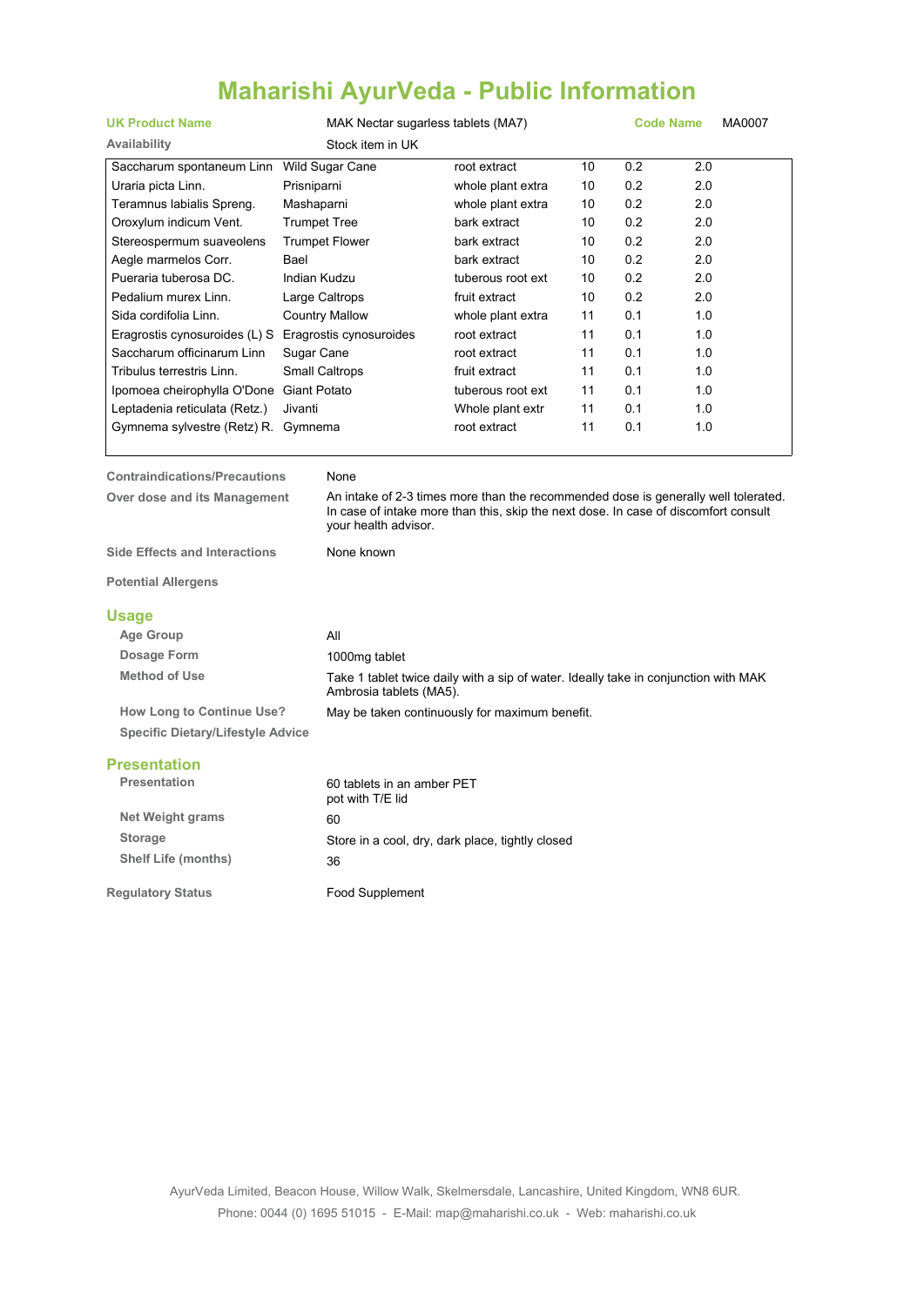# Maharishi AyurVeda - Public Information

**UK Product Name** MAK Nectar sugarless tablets (MA7) **Code Name** MA0007

**Availability** Stock item in UK

| | | | | | |
|---|---|---|---|---|---|
| Saccharum spontaneum Linn | Wild Sugar Cane | root extract | 10 | 0.2 | 2.0 |
| Uraria picta Linn. | Prisniparni | whole plant extra | 10 | 0.2 | 2.0 |
| Teramnus labialis Spreng. | Mashaparni | whole plant extra | 10 | 0.2 | 2.0 |
| Oroxylum indicum Vent. | Trumpet Tree | bark extract | 10 | 0.2 | 2.0 |
| Stereospermum suaveolens | Trumpet Flower | bark extract | 10 | 0.2 | 2.0 |
| Aegle marmelos Corr. | Bael | bark extract | 10 | 0.2 | 2.0 |
| Pueraria tuberosa DC. | Indian Kudzu | tuberous root ext | 10 | 0.2 | 2.0 |
| Pedalium murex Linn. | Large Caltrops | fruit extract | 10 | 0.2 | 2.0 |
| Sida cordifolia Linn. | Country Mallow | whole plant extra | 11 | 0.1 | 1.0 |
| Eragrostis cynosuroides (L) S | Eragrostis cynosuroides | root extract | 11 | 0.1 | 1.0 |
| Saccharum officinarum Linn | Sugar Cane | root extract | 11 | 0.1 | 1.0 |
| Tribulus terrestris Linn. | Small Caltrops | fruit extract | 11 | 0.1 | 1.0 |
| Ipomoea cheirophylla O'Done | Giant Potato | tuberous root ext | 11 | 0.1 | 1.0 |
| Leptadenia reticulata (Retz.) | Jivanti | Whole plant extr | 11 | 0.1 | 1.0 |
| Gymnema sylvestre (Retz) R. | Gymnema | root extract | 11 | 0.1 | 1.0 |

**Contraindications/Precautions** None

**Over dose and its Management** An intake of 2-3 times more than the recommended dose is generally well tolerated. In case of intake more than this, skip the next dose. In case of discomfort consult your health advisor.

**Side Effects and Interactions** None known

**Potential Allergens**

## Usage

**Age Group** All

**Dosage Form** 1000mg tablet

**Method of Use** Take 1 tablet twice daily with a sip of water. Ideally take in conjunction with MAK Ambrosia tablets (MA5).

**How Long to Continue Use?** May be taken continuously for maximum benefit.

**Specific Dietary/Lifestyle Advice**

## Presentation

**Presentation** 60 tablets in an amber PET pot with T/E lid

**Net Weight grams** 60

**Storage** Store in a cool, dry, dark place, tightly closed

**Shelf Life (months)** 36

**Regulatory Status** Food Supplement

AyurVeda Limited, Beacon House, Willow Walk, Skelmersdale, Lancashire, United Kingdom, WN8 6UR.
Phone: 0044 (0) 1695 51015 - E-Mail: map@maharishi.co.uk - Web: maharishi.co.uk